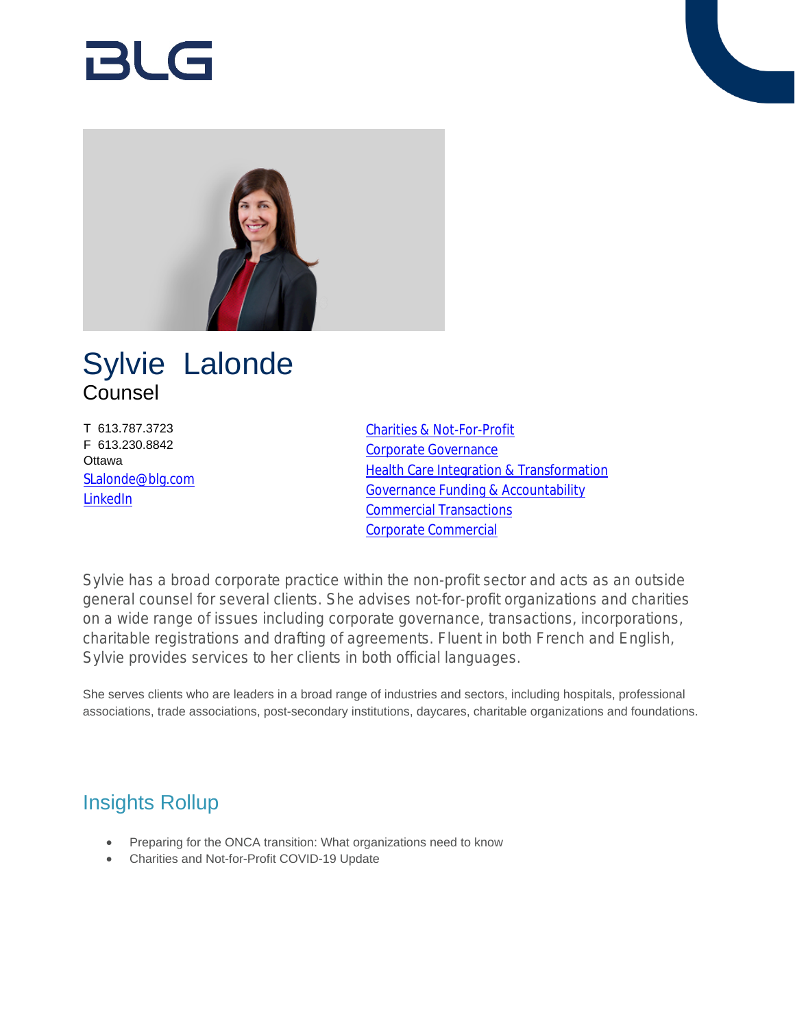BLG

# Sylvie Lalonde

Counsel

T 613.787.3723
F 613.230.8842
Ottawa
SLalonde@blg.com
LinkedIn

- Charities & Not-For-Profit
- Corporate Governance
- Health Care Integration & Transformation
- Governance Funding & Accountability
- Commercial Transactions
- Corporate Commercial

Sylvie has a broad corporate practice within the non-profit sector and acts as an outside general counsel for several clients. She advises not-for-profit organizations and charities on a wide range of issues including corporate governance, transactions, incorporations, charitable registrations and drafting of agreements. Fluent in both French and English, Sylvie provides services to her clients in both official languages.

She serves clients who are leaders in a broad range of industries and sectors, including hospitals, professional associations, trade associations, post-secondary institutions, daycares, charitable organizations and foundations.

## Insights Rollup

- Preparing for the ONCA transition: What organizations need to know
- Charities and Not-for-Profit COVID-19 Update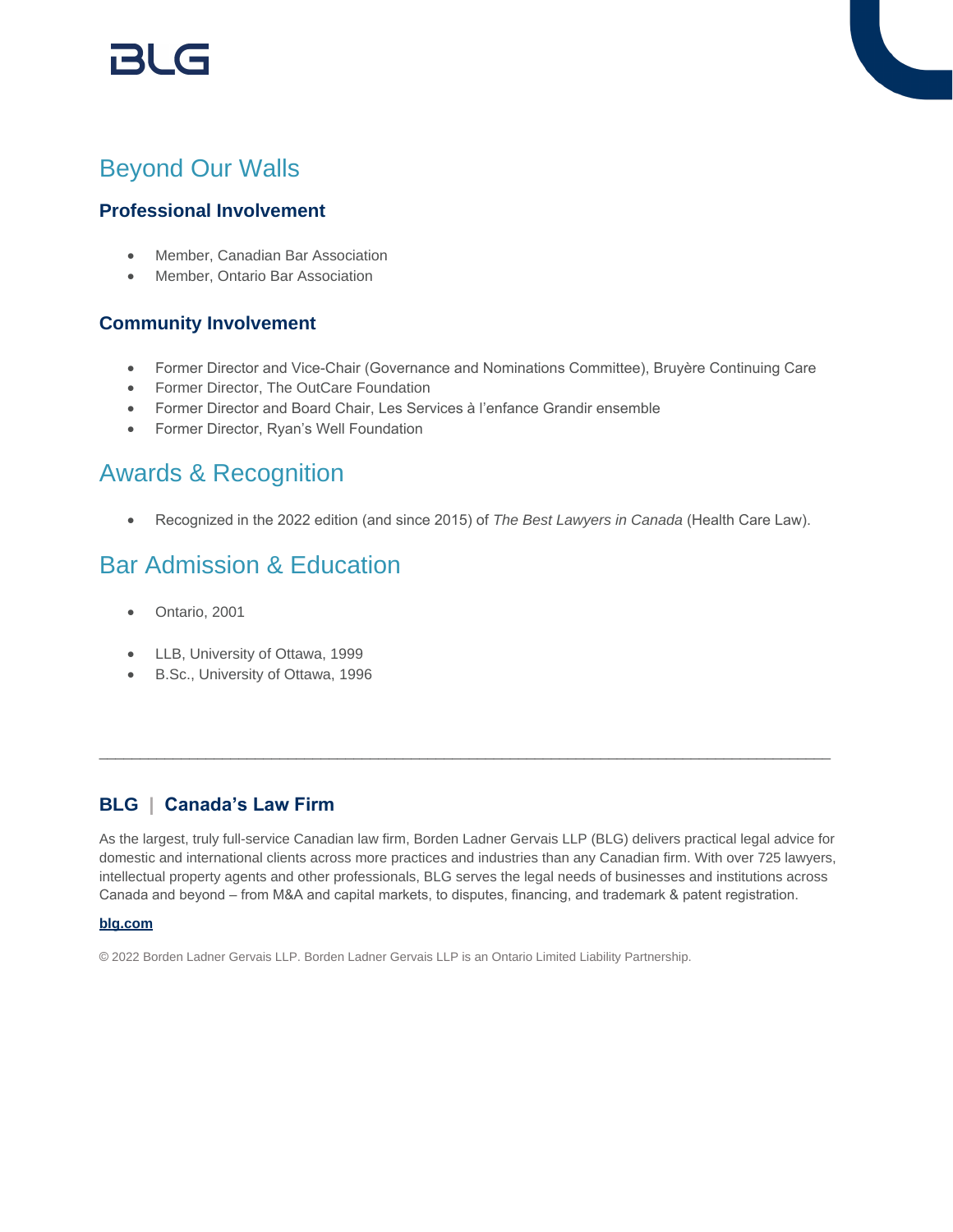## Beyond Our Walls

### Professional Involvement

- Member, Canadian Bar Association
- Member, Ontario Bar Association

### Community Involvement

- Former Director and Vice-Chair (Governance and Nominations Committee), Bruyère Continuing Care
- Former Director, The OutCare Foundation
- Former Director and Board Chair, Les Services à l'enfance Grandir ensemble
- Former Director, Ryan's Well Foundation

## Awards & Recognition

- Recognized in the 2022 edition (and since 2015) of *The Best Lawyers in Canada* (Health Care Law).

## Bar Admission & Education

- Ontario, 2001

- LLB, University of Ottawa, 1999
- B.Sc., University of Ottawa, 1996

---

### BLG | Canada's Law Firm

As the largest, truly full-service Canadian law firm, Borden Ladner Gervais LLP (BLG) delivers practical legal advice for domestic and international clients across more practices and industries than any Canadian firm. With over 725 lawyers, intellectual property agents and other professionals, BLG serves the legal needs of businesses and institutions across Canada and beyond – from M&A and capital markets, to disputes, financing, and trademark & patent registration.

**blg.com**

© 2022 Borden Ladner Gervais LLP. Borden Ladner Gervais LLP is an Ontario Limited Liability Partnership.